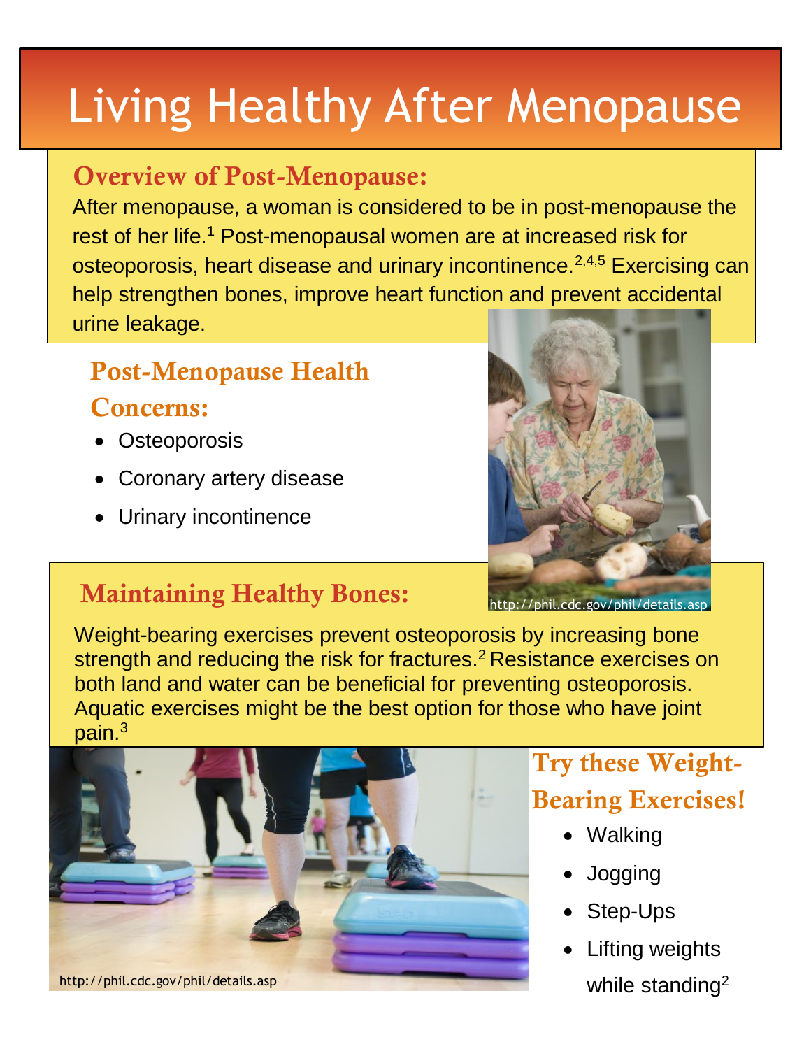# Living Healthy After Menopause

## Overview of Post-Menopause:

After menopause, a woman is considered to be in post-menopause the rest of her life.[1] Post-menopausal women are at increased risk for osteoporosis, heart disease and urinary incontinence.[2,4,5] Exercising can help strengthen bones, improve heart function and prevent accidental urine leakage.

## Post-Menopause Health Concerns:

- Osteoporosis
- Coronary artery disease
- Urinary incontinence

http://phil.cdc.gov/phil/details.asp

## Maintaining Healthy Bones:

Weight-bearing exercises prevent osteoporosis by increasing bone strength and reducing the risk for fractures.[2] Resistance exercises on both land and water can be beneficial for preventing osteoporosis. Aquatic exercises might be the best option for those who have joint pain.[3]

http://phil.cdc.gov/phil/details.asp

## Try these Weight-Bearing Exercises!

- Walking
- Jogging
- Step-Ups
- Lifting weights while standing[2]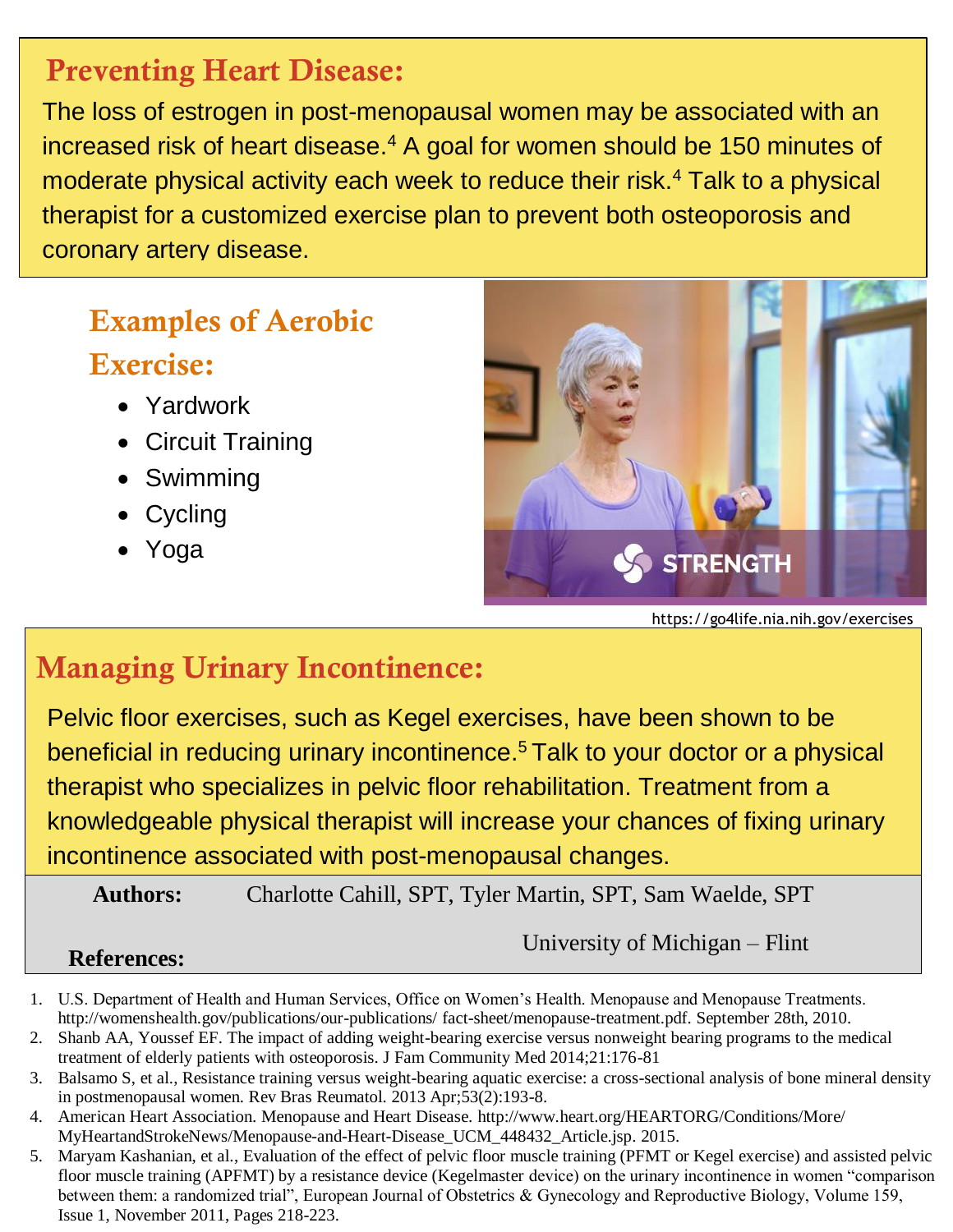## Preventing Heart Disease:

The loss of estrogen in post-menopausal women may be associated with an increased risk of heart disease.[4] A goal for women should be 150 minutes of moderate physical activity each week to reduce their risk.[4] Talk to a physical therapist for a customized exercise plan to prevent both osteoporosis and coronary artery disease.

## Examples of Aerobic Exercise:

- Yardwork
- Circuit Training
- Swimming
- Cycling
- Yoga

STRENGTH

https://go4life.nia.nih.gov/exercises

## Managing Urinary Incontinence:

Pelvic floor exercises, such as Kegel exercises, have been shown to be beneficial in reducing urinary incontinence.[5] Talk to your doctor or a physical therapist who specializes in pelvic floor rehabilitation. Treatment from a knowledgeable physical therapist will increase your chances of fixing urinary incontinence associated with post-menopausal changes.

**Authors:** Charlotte Cahill, SPT, Tyler Martin, SPT, Sam Waelde, SPT

University of Michigan – Flint

**References:**

1. U.S. Department of Health and Human Services, Office on Women's Health. Menopause and Menopause Treatments. http://womenshealth.gov/publications/our-publications/ fact-sheet/menopause-treatment.pdf. September 28th, 2010.
2. Shanb AA, Youssef EF. The impact of adding weight-bearing exercise versus nonweight bearing programs to the medical treatment of elderly patients with osteoporosis. J Fam Community Med 2014;21:176-81
3. Balsamo S, et al., Resistance training versus weight-bearing aquatic exercise: a cross-sectional analysis of bone mineral density in postmenopausal women. Rev Bras Reumatol. 2013 Apr;53(2):193-8.
4. American Heart Association. Menopause and Heart Disease. http://www.heart.org/HEARTORG/Conditions/More/ MyHeartandStrokeNews/Menopause-and-Heart-Disease_UCM_448432_Article.jsp. 2015.
5. Maryam Kashanian, et al., Evaluation of the effect of pelvic floor muscle training (PFMT or Kegel exercise) and assisted pelvic floor muscle training (APFMT) by a resistance device (Kegelmaster device) on the urinary incontinence in women "comparison between them: a randomized trial", European Journal of Obstetrics & Gynecology and Reproductive Biology, Volume 159, Issue 1, November 2011, Pages 218-223.